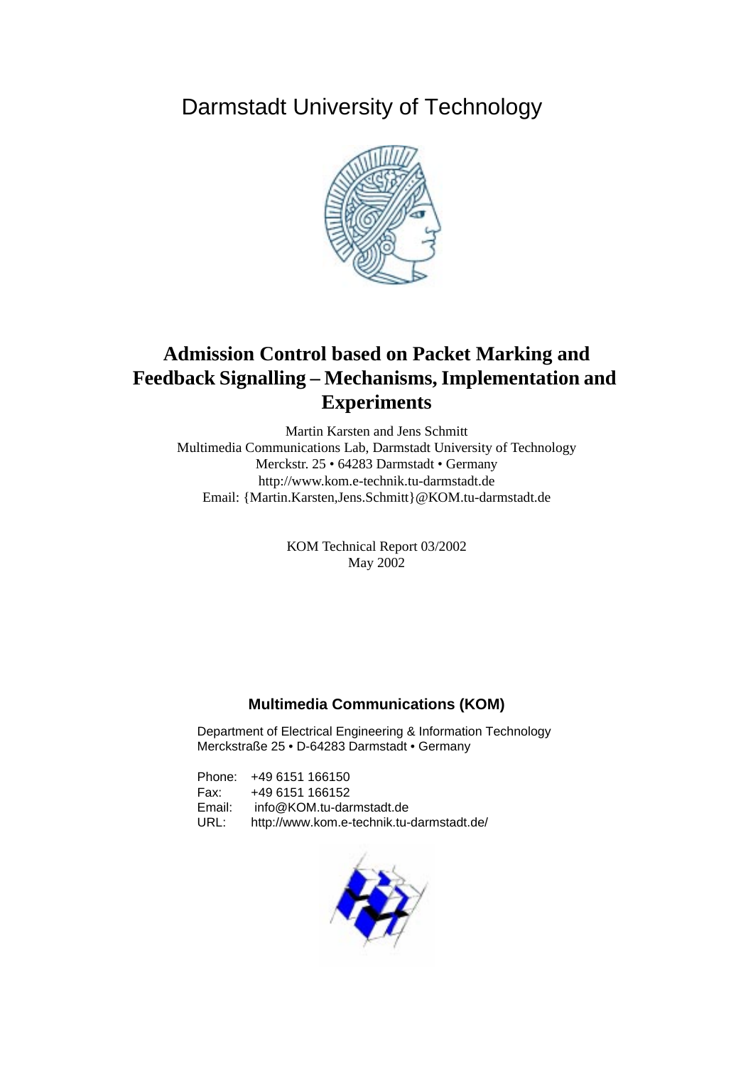Darmstadt University of Technology

# Admission Control based on Packet Marking and Feedback Signalling – Mechanisms, Implementation and Experiments

Martin Karsten and Jens Schmitt
Multimedia Communications Lab, Darmstadt University of Technology
Merckstr. 25 • 64283 Darmstadt • Germany
http://www.kom.e-technik.tu-darmstadt.de
Email: {Martin.Karsten,Jens.Schmitt}@KOM.tu-darmstadt.de

KOM Technical Report 03/2002
May 2002

**Multimedia Communications (KOM)**

Department of Electrical Engineering & Information Technology
Merckstraße 25 • D-64283 Darmstadt • Germany

Phone: +49 6151 166150
Fax: +49 6151 166152
Email: info@KOM.tu-darmstadt.de
URL: http://www.kom.e-technik.tu-darmstadt.de/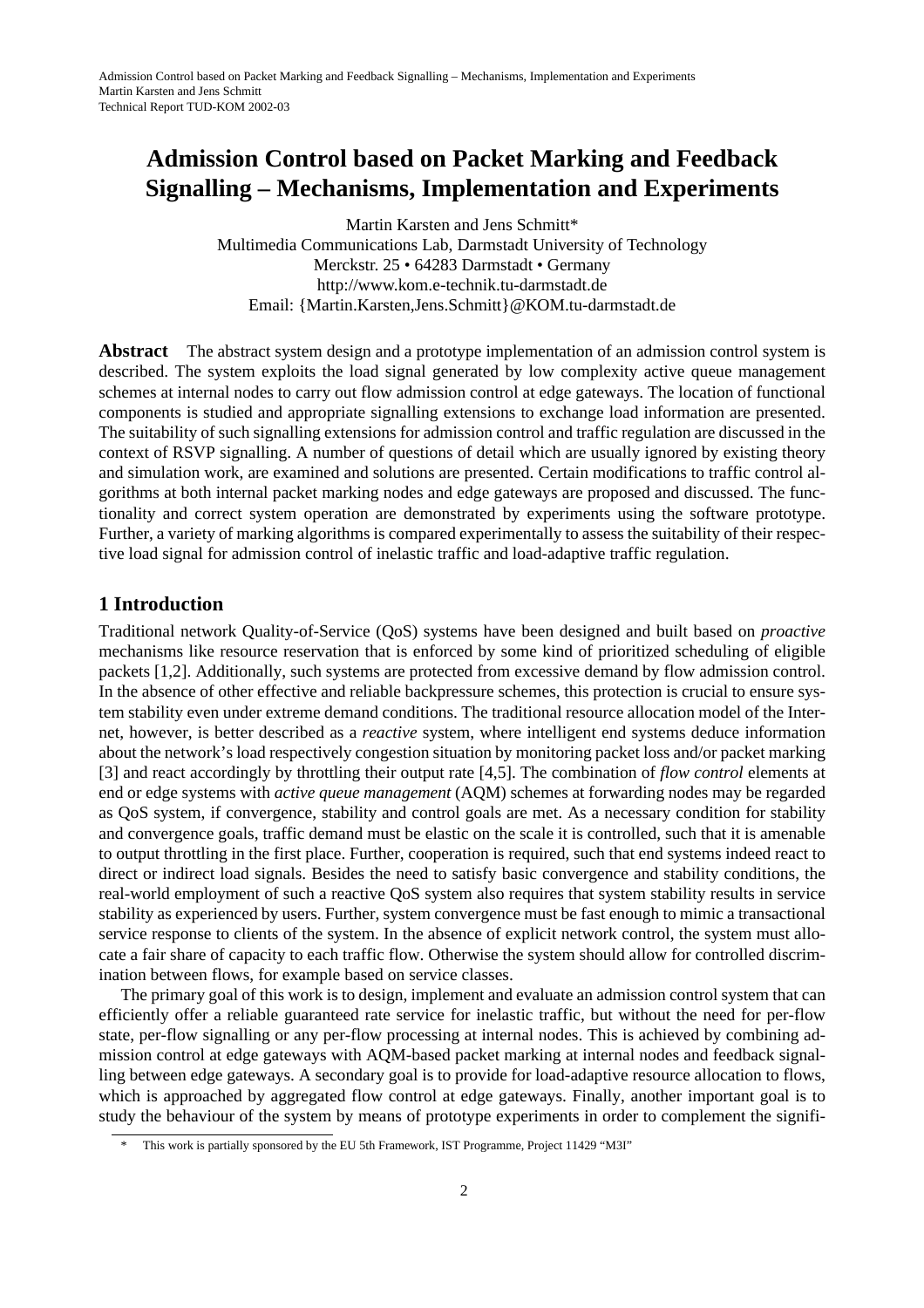# Admission Control based on Packet Marking and Feedback Signalling – Mechanisms, Implementation and Experiments

Martin Karsten and Jens Schmitt*
Multimedia Communications Lab, Darmstadt University of Technology
Merckstr. 25 • 64283 Darmstadt • Germany
http://www.kom.e-technik.tu-darmstadt.de
Email: {Martin.Karsten,Jens.Schmitt}@KOM.tu-darmstadt.de

**Abstract** The abstract system design and a prototype implementation of an admission control system is described. The system exploits the load signal generated by low complexity active queue management schemes at internal nodes to carry out flow admission control at edge gateways. The location of functional components is studied and appropriate signalling extensions to exchange load information are presented. The suitability of such signalling extensions for admission control and traffic regulation are discussed in the context of RSVP signalling. A number of questions of detail which are usually ignored by existing theory and simulation work, are examined and solutions are presented. Certain modifications to traffic control algorithms at both internal packet marking nodes and edge gateways are proposed and discussed. The functionality and correct system operation are demonstrated by experiments using the software prototype. Further, a variety of marking algorithms is compared experimentally to assess the suitability of their respective load signal for admission control of inelastic traffic and load-adaptive traffic regulation.

## 1 Introduction

Traditional network Quality-of-Service (QoS) systems have been designed and built based on *proactive* mechanisms like resource reservation that is enforced by some kind of prioritized scheduling of eligible packets [1,2]. Additionally, such systems are protected from excessive demand by flow admission control. In the absence of other effective and reliable backpressure schemes, this protection is crucial to ensure system stability even under extreme demand conditions. The traditional resource allocation model of the Internet, however, is better described as a *reactive* system, where intelligent end systems deduce information about the network's load respectively congestion situation by monitoring packet loss and/or packet marking [3] and react accordingly by throttling their output rate [4,5]. The combination of *flow control* elements at end or edge systems with *active queue management* (AQM) schemes at forwarding nodes may be regarded as QoS system, if convergence, stability and control goals are met. As a necessary condition for stability and convergence goals, traffic demand must be elastic on the scale it is controlled, such that it is amenable to output throttling in the first place. Further, cooperation is required, such that end systems indeed react to direct or indirect load signals. Besides the need to satisfy basic convergence and stability conditions, the real-world employment of such a reactive QoS system also requires that system stability results in service stability as experienced by users. Further, system convergence must be fast enough to mimic a transactional service response to clients of the system. In the absence of explicit network control, the system must allocate a fair share of capacity to each traffic flow. Otherwise the system should allow for controlled discrimination between flows, for example based on service classes.

The primary goal of this work is to design, implement and evaluate an admission control system that can efficiently offer a reliable guaranteed rate service for inelastic traffic, but without the need for per-flow state, per-flow signalling or any per-flow processing at internal nodes. This is achieved by combining admission control at edge gateways with AQM-based packet marking at internal nodes and feedback signalling between edge gateways. A secondary goal is to provide for load-adaptive resource allocation to flows, which is approached by aggregated flow control at edge gateways. Finally, another important goal is to study the behaviour of the system by means of prototype experiments in order to complement the signifi-

* This work is partially sponsored by the EU 5th Framework, IST Programme, Project 11429 "M3I"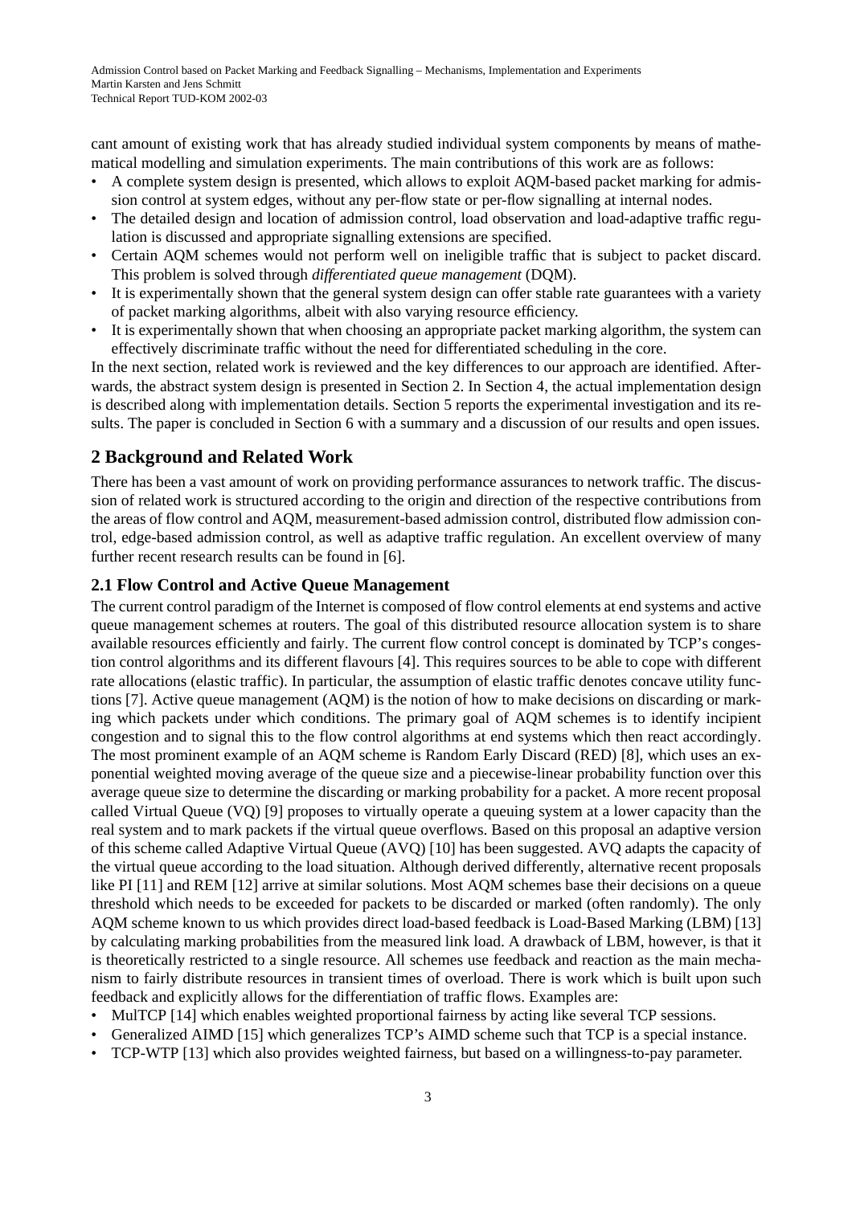cant amount of existing work that has already studied individual system components by means of mathematical modelling and simulation experiments. The main contributions of this work are as follows:

- A complete system design is presented, which allows to exploit AQM-based packet marking for admission control at system edges, without any per-flow state or per-flow signalling at internal nodes.
- The detailed design and location of admission control, load observation and load-adaptive traffic regulation is discussed and appropriate signalling extensions are specified.
- Certain AQM schemes would not perform well on ineligible traffic that is subject to packet discard. This problem is solved through *differentiated queue management* (DQM).
- It is experimentally shown that the general system design can offer stable rate guarantees with a variety of packet marking algorithms, albeit with also varying resource efficiency.
- It is experimentally shown that when choosing an appropriate packet marking algorithm, the system can effectively discriminate traffic without the need for differentiated scheduling in the core.

In the next section, related work is reviewed and the key differences to our approach are identified. Afterwards, the abstract system design is presented in Section 2. In Section 4, the actual implementation design is described along with implementation details. Section 5 reports the experimental investigation and its results. The paper is concluded in Section 6 with a summary and a discussion of our results and open issues.

## 2 Background and Related Work

There has been a vast amount of work on providing performance assurances to network traffic. The discussion of related work is structured according to the origin and direction of the respective contributions from the areas of flow control and AQM, measurement-based admission control, distributed flow admission control, edge-based admission control, as well as adaptive traffic regulation. An excellent overview of many further recent research results can be found in [6].

### 2.1 Flow Control and Active Queue Management

The current control paradigm of the Internet is composed of flow control elements at end systems and active queue management schemes at routers. The goal of this distributed resource allocation system is to share available resources efficiently and fairly. The current flow control concept is dominated by TCP's congestion control algorithms and its different flavours [4]. This requires sources to be able to cope with different rate allocations (elastic traffic). In particular, the assumption of elastic traffic denotes concave utility functions [7]. Active queue management (AQM) is the notion of how to make decisions on discarding or marking which packets under which conditions. The primary goal of AQM schemes is to identify incipient congestion and to signal this to the flow control algorithms at end systems which then react accordingly. The most prominent example of an AQM scheme is Random Early Discard (RED) [8], which uses an exponential weighted moving average of the queue size and a piecewise-linear probability function over this average queue size to determine the discarding or marking probability for a packet. A more recent proposal called Virtual Queue (VQ) [9] proposes to virtually operate a queuing system at a lower capacity than the real system and to mark packets if the virtual queue overflows. Based on this proposal an adaptive version of this scheme called Adaptive Virtual Queue (AVQ) [10] has been suggested. AVQ adapts the capacity of the virtual queue according to the load situation. Although derived differently, alternative recent proposals like PI [11] and REM [12] arrive at similar solutions. Most AQM schemes base their decisions on a queue threshold which needs to be exceeded for packets to be discarded or marked (often randomly). The only AQM scheme known to us which provides direct load-based feedback is Load-Based Marking (LBM) [13] by calculating marking probabilities from the measured link load. A drawback of LBM, however, is that it is theoretically restricted to a single resource. All schemes use feedback and reaction as the main mechanism to fairly distribute resources in transient times of overload. There is work which is built upon such feedback and explicitly allows for the differentiation of traffic flows. Examples are:

- MulTCP [14] which enables weighted proportional fairness by acting like several TCP sessions.
- Generalized AIMD [15] which generalizes TCP's AIMD scheme such that TCP is a special instance.
- TCP-WTP [13] which also provides weighted fairness, but based on a willingness-to-pay parameter.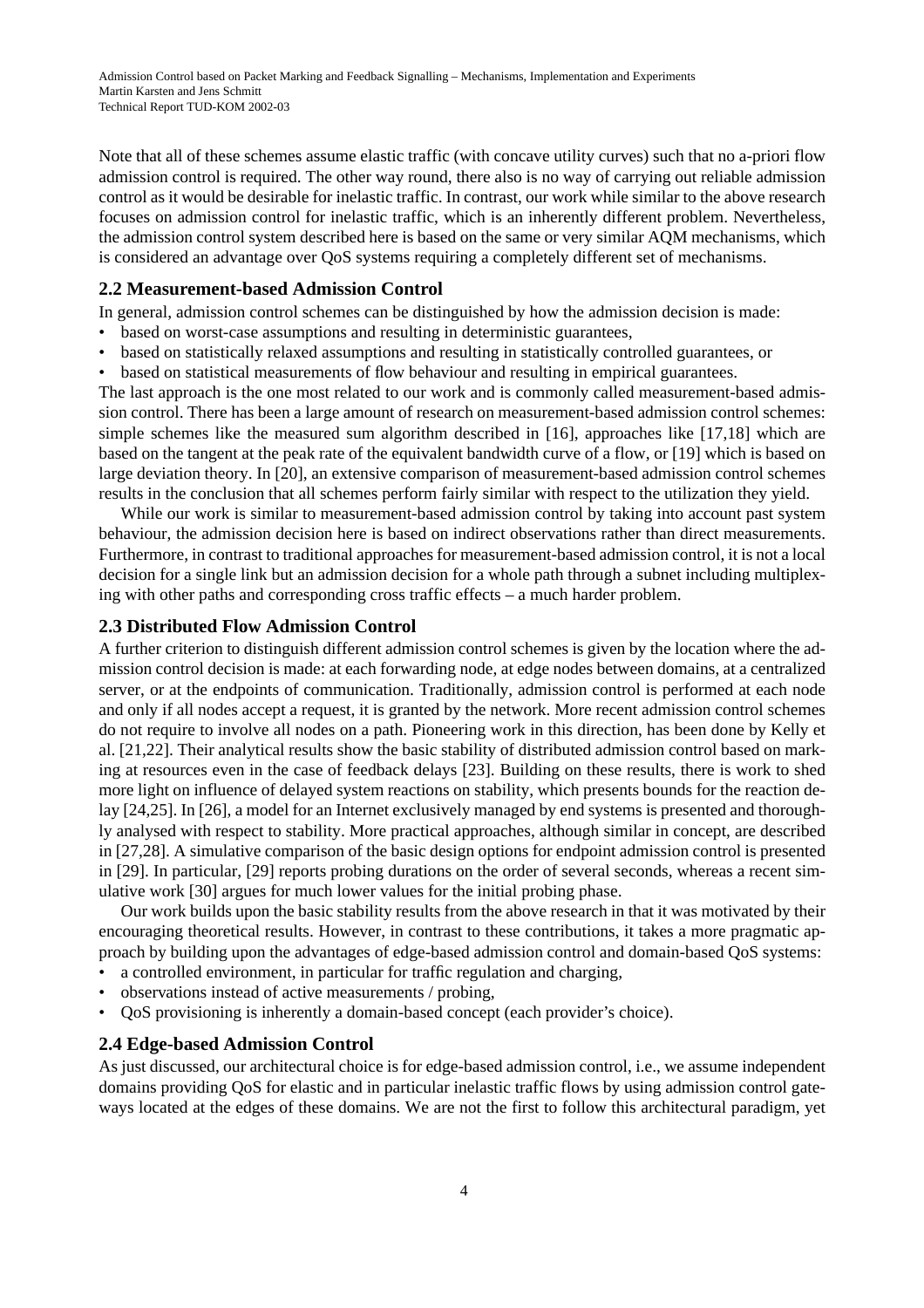Note that all of these schemes assume elastic traffic (with concave utility curves) such that no a-priori flow admission control is required. The other way round, there also is no way of carrying out reliable admission control as it would be desirable for inelastic traffic. In contrast, our work while similar to the above research focuses on admission control for inelastic traffic, which is an inherently different problem. Nevertheless, the admission control system described here is based on the same or very similar AQM mechanisms, which is considered an advantage over QoS systems requiring a completely different set of mechanisms.

## 2.2 Measurement-based Admission Control

In general, admission control schemes can be distinguished by how the admission decision is made:

- based on worst-case assumptions and resulting in deterministic guarantees,
- based on statistically relaxed assumptions and resulting in statistically controlled guarantees, or
- based on statistical measurements of flow behaviour and resulting in empirical guarantees.

The last approach is the one most related to our work and is commonly called measurement-based admission control. There has been a large amount of research on measurement-based admission control schemes: simple schemes like the measured sum algorithm described in [16], approaches like [17,18] which are based on the tangent at the peak rate of the equivalent bandwidth curve of a flow, or [19] which is based on large deviation theory. In [20], an extensive comparison of measurement-based admission control schemes results in the conclusion that all schemes perform fairly similar with respect to the utilization they yield.

While our work is similar to measurement-based admission control by taking into account past system behaviour, the admission decision here is based on indirect observations rather than direct measurements. Furthermore, in contrast to traditional approaches for measurement-based admission control, it is not a local decision for a single link but an admission decision for a whole path through a subnet including multiplexing with other paths and corresponding cross traffic effects – a much harder problem.

## 2.3 Distributed Flow Admission Control

A further criterion to distinguish different admission control schemes is given by the location where the admission control decision is made: at each forwarding node, at edge nodes between domains, at a centralized server, or at the endpoints of communication. Traditionally, admission control is performed at each node and only if all nodes accept a request, it is granted by the network. More recent admission control schemes do not require to involve all nodes on a path. Pioneering work in this direction, has been done by Kelly et al. [21,22]. Their analytical results show the basic stability of distributed admission control based on marking at resources even in the case of feedback delays [23]. Building on these results, there is work to shed more light on influence of delayed system reactions on stability, which presents bounds for the reaction delay [24,25]. In [26], a model for an Internet exclusively managed by end systems is presented and thoroughly analysed with respect to stability. More practical approaches, although similar in concept, are described in [27,28]. A simulative comparison of the basic design options for endpoint admission control is presented in [29]. In particular, [29] reports probing durations on the order of several seconds, whereas a recent simulative work [30] argues for much lower values for the initial probing phase.

Our work builds upon the basic stability results from the above research in that it was motivated by their encouraging theoretical results. However, in contrast to these contributions, it takes a more pragmatic approach by building upon the advantages of edge-based admission control and domain-based QoS systems:

- a controlled environment, in particular for traffic regulation and charging,
- observations instead of active measurements / probing,
- QoS provisioning is inherently a domain-based concept (each provider's choice).

## 2.4 Edge-based Admission Control

As just discussed, our architectural choice is for edge-based admission control, i.e., we assume independent domains providing QoS for elastic and in particular inelastic traffic flows by using admission control gateways located at the edges of these domains. We are not the first to follow this architectural paradigm, yet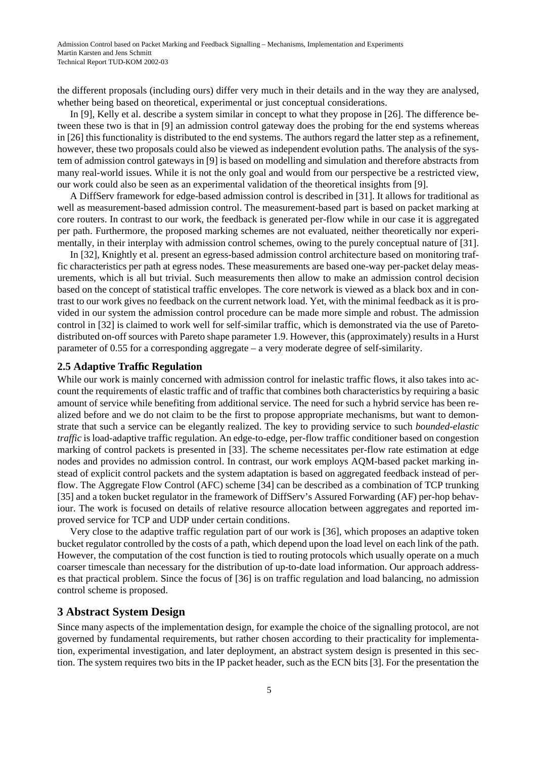the different proposals (including ours) differ very much in their details and in the way they are analysed, whether being based on theoretical, experimental or just conceptual considerations.

In [9], Kelly et al. describe a system similar in concept to what they propose in [26]. The difference between these two is that in [9] an admission control gateway does the probing for the end systems whereas in [26] this functionality is distributed to the end systems. The authors regard the latter step as a refinement, however, these two proposals could also be viewed as independent evolution paths. The analysis of the system of admission control gateways in [9] is based on modelling and simulation and therefore abstracts from many real-world issues. While it is not the only goal and would from our perspective be a restricted view, our work could also be seen as an experimental validation of the theoretical insights from [9].

A DiffServ framework for edge-based admission control is described in [31]. It allows for traditional as well as measurement-based admission control. The measurement-based part is based on packet marking at core routers. In contrast to our work, the feedback is generated per-flow while in our case it is aggregated per path. Furthermore, the proposed marking schemes are not evaluated, neither theoretically nor experimentally, in their interplay with admission control schemes, owing to the purely conceptual nature of [31].

In [32], Knightly et al. present an egress-based admission control architecture based on monitoring traffic characteristics per path at egress nodes. These measurements are based one-way per-packet delay measurements, which is all but trivial. Such measurements then allow to make an admission control decision based on the concept of statistical traffic envelopes. The core network is viewed as a black box and in contrast to our work gives no feedback on the current network load. Yet, with the minimal feedback as it is provided in our system the admission control procedure can be made more simple and robust. The admission control in [32] is claimed to work well for self-similar traffic, which is demonstrated via the use of Pareto-distributed on-off sources with Pareto shape parameter 1.9. However, this (approximately) results in a Hurst parameter of 0.55 for a corresponding aggregate – a very moderate degree of self-similarity.

### 2.5 Adaptive Traffic Regulation

While our work is mainly concerned with admission control for inelastic traffic flows, it also takes into account the requirements of elastic traffic and of traffic that combines both characteristics by requiring a basic amount of service while benefiting from additional service. The need for such a hybrid service has been realized before and we do not claim to be the first to propose appropriate mechanisms, but want to demonstrate that such a service can be elegantly realized. The key to providing service to such *bounded-elastic traffic* is load-adaptive traffic regulation. An edge-to-edge, per-flow traffic conditioner based on congestion marking of control packets is presented in [33]. The scheme necessitates per-flow rate estimation at edge nodes and provides no admission control. In contrast, our work employs AQM-based packet marking instead of explicit control packets and the system adaptation is based on aggregated feedback instead of per-flow. The Aggregate Flow Control (AFC) scheme [34] can be described as a combination of TCP trunking [35] and a token bucket regulator in the framework of DiffServ's Assured Forwarding (AF) per-hop behaviour. The work is focused on details of relative resource allocation between aggregates and reported improved service for TCP and UDP under certain conditions.

Very close to the adaptive traffic regulation part of our work is [36], which proposes an adaptive token bucket regulator controlled by the costs of a path, which depend upon the load level on each link of the path. However, the computation of the cost function is tied to routing protocols which usually operate on a much coarser timescale than necessary for the distribution of up-to-date load information. Our approach addresses that practical problem. Since the focus of [36] is on traffic regulation and load balancing, no admission control scheme is proposed.

## 3 Abstract System Design

Since many aspects of the implementation design, for example the choice of the signalling protocol, are not governed by fundamental requirements, but rather chosen according to their practicality for implementation, experimental investigation, and later deployment, an abstract system design is presented in this section. The system requires two bits in the IP packet header, such as the ECN bits [3]. For the presentation the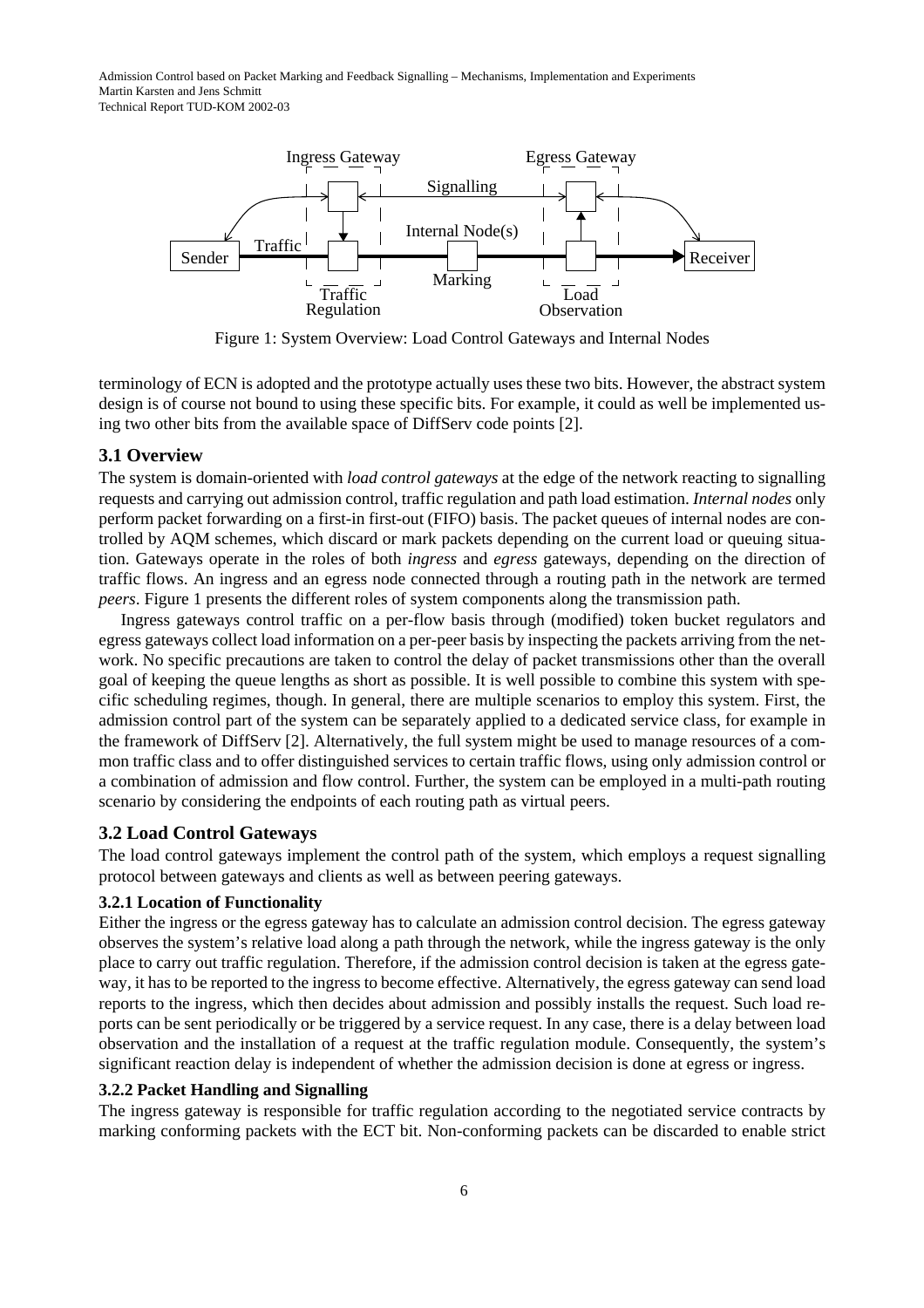Ingress Gateway

Egress Gateway

Signalling

Internal Node(s)

Sender

Traffic

Receiver

Marking

Traffic Regulation

Load Observation

Figure 1: System Overview: Load Control Gateways and Internal Nodes

terminology of ECN is adopted and the prototype actually uses these two bits. However, the abstract system design is of course not bound to using these specific bits. For example, it could as well be implemented using two other bits from the available space of DiffServ code points [2].

### 3.1 Overview

The system is domain-oriented with *load control gateways* at the edge of the network reacting to signalling requests and carrying out admission control, traffic regulation and path load estimation. *Internal nodes* only perform packet forwarding on a first-in first-out (FIFO) basis. The packet queues of internal nodes are controlled by AQM schemes, which discard or mark packets depending on the current load or queuing situation. Gateways operate in the roles of both *ingress* and *egress* gateways, depending on the direction of traffic flows. An ingress and an egress node connected through a routing path in the network are termed *peers*. Figure 1 presents the different roles of system components along the transmission path.

Ingress gateways control traffic on a per-flow basis through (modified) token bucket regulators and egress gateways collect load information on a per-peer basis by inspecting the packets arriving from the network. No specific precautions are taken to control the delay of packet transmissions other than the overall goal of keeping the queue lengths as short as possible. It is well possible to combine this system with specific scheduling regimes, though. In general, there are multiple scenarios to employ this system. First, the admission control part of the system can be separately applied to a dedicated service class, for example in the framework of DiffServ [2]. Alternatively, the full system might be used to manage resources of a common traffic class and to offer distinguished services to certain traffic flows, using only admission control or a combination of admission and flow control. Further, the system can be employed in a multi-path routing scenario by considering the endpoints of each routing path as virtual peers.

### 3.2 Load Control Gateways

The load control gateways implement the control path of the system, which employs a request signalling protocol between gateways and clients as well as between peering gateways.

#### 3.2.1 Location of Functionality

Either the ingress or the egress gateway has to calculate an admission control decision. The egress gateway observes the system's relative load along a path through the network, while the ingress gateway is the only place to carry out traffic regulation. Therefore, if the admission control decision is taken at the egress gateway, it has to be reported to the ingress to become effective. Alternatively, the egress gateway can send load reports to the ingress, which then decides about admission and possibly installs the request. Such load reports can be sent periodically or be triggered by a service request. In any case, there is a delay between load observation and the installation of a request at the traffic regulation module. Consequently, the system's significant reaction delay is independent of whether the admission decision is done at egress or ingress.

#### 3.2.2 Packet Handling and Signalling

The ingress gateway is responsible for traffic regulation according to the negotiated service contracts by marking conforming packets with the ECT bit. Non-conforming packets can be discarded to enable strict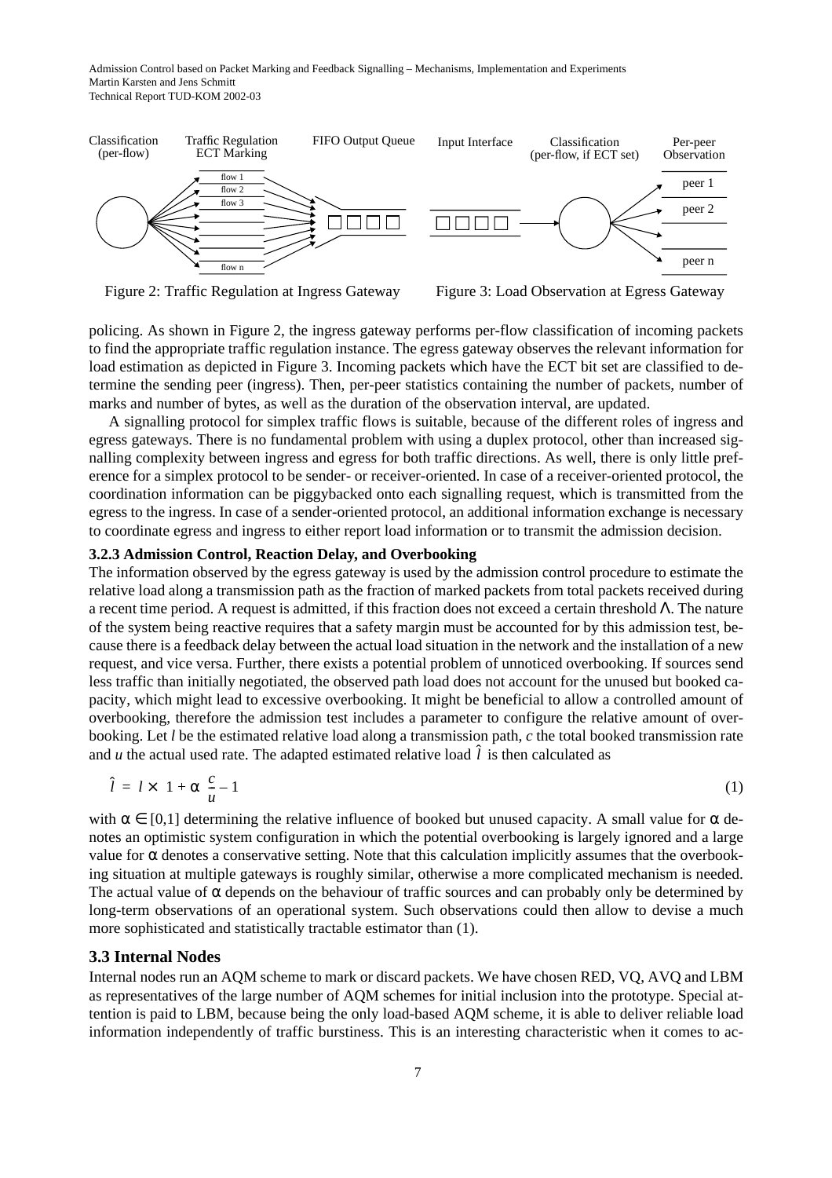Classification (per-flow)

Traffic Regulation ECT Marking

FIFO Output Queue

flow 1
flow 2
flow 3
flow n

Figure 2: Traffic Regulation at Ingress Gateway

Input Interface

Classification (per-flow, if ECT set)

Per-peer Observation

peer 1
peer 2
peer n

Figure 3: Load Observation at Egress Gateway

policing. As shown in Figure 2, the ingress gateway performs per-flow classification of incoming packets to find the appropriate traffic regulation instance. The egress gateway observes the relevant information for load estimation as depicted in Figure 3. Incoming packets which have the ECT bit set are classified to determine the sending peer (ingress). Then, per-peer statistics containing the number of packets, number of marks and number of bytes, as well as the duration of the observation interval, are updated.

A signalling protocol for simplex traffic flows is suitable, because of the different roles of ingress and egress gateways. There is no fundamental problem with using a duplex protocol, other than increased signalling complexity between ingress and egress for both traffic directions. As well, there is only little preference for a simplex protocol to be sender- or receiver-oriented. In case of a receiver-oriented protocol, the coordination information can be piggybacked onto each signalling request, which is transmitted from the egress to the ingress. In case of a sender-oriented protocol, an additional information exchange is necessary to coordinate egress and ingress to either report load information or to transmit the admission decision.

### 3.2.3 Admission Control, Reaction Delay, and Overbooking

The information observed by the egress gateway is used by the admission control procedure to estimate the relative load along a transmission path as the fraction of marked packets from total packets received during a recent time period. A request is admitted, if this fraction does not exceed a certain threshold $\Lambda$. The nature of the system being reactive requires that a safety margin must be accounted for by this admission test, because there is a feedback delay between the actual load situation in the network and the installation of a new request, and vice versa. Further, there exists a potential problem of unnoticed overbooking. If sources send less traffic than initially negotiated, the observed path load does not account for the unused but booked capacity, which might lead to excessive overbooking. It might be beneficial to allow a controlled amount of overbooking, therefore the admission test includes a parameter to configure the relative amount of overbooking. Let $l$ be the estimated relative load along a transmission path, $c$ the total booked transmission rate and $u$ the actual used rate. The adapted estimated relative load $\hat{l}$ is then calculated as

$$\hat{l} = l \times \left(1 + \alpha\left(\frac{c}{u} - 1\right)\right) \tag{1}$$

with $\alpha \in [0,1]$ determining the relative influence of booked but unused capacity. A small value for $\alpha$ denotes an optimistic system configuration in which the potential overbooking is largely ignored and a large value for $\alpha$ denotes a conservative setting. Note that this calculation implicitly assumes that the overbooking situation at multiple gateways is roughly similar, otherwise a more complicated mechanism is needed. The actual value of $\alpha$ depends on the behaviour of traffic sources and can probably only be determined by long-term observations of an operational system. Such observations could then allow to devise a much more sophisticated and statistically tractable estimator than (1).

## 3.3 Internal Nodes

Internal nodes run an AQM scheme to mark or discard packets. We have chosen RED, VQ, AVQ and LBM as representatives of the large number of AQM schemes for initial inclusion into the prototype. Special attention is paid to LBM, because being the only load-based AQM scheme, it is able to deliver reliable load information independently of traffic burstiness. This is an interesting characteristic when it comes to ac-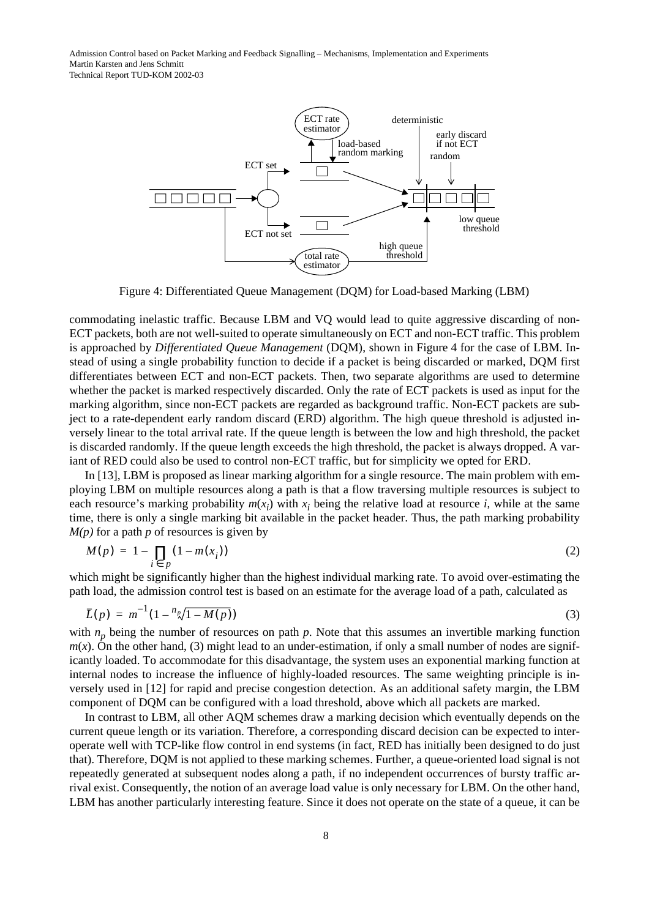ECT rate estimator

load-based random marking

deterministic

early discard if not ECT

random

ECT set

ECT not set

low queue threshold

high queue threshold

total rate estimator

Figure 4: Differentiated Queue Management (DQM) for Load-based Marking (LBM)

commodating inelastic traffic. Because LBM and VQ would lead to quite aggressive discarding of non-ECT packets, both are not well-suited to operate simultaneously on ECT and non-ECT traffic. This problem is approached by *Differentiated Queue Management* (DQM), shown in Figure 4 for the case of LBM. Instead of using a single probability function to decide if a packet is being discarded or marked, DQM first differentiates between ECT and non-ECT packets. Then, two separate algorithms are used to determine whether the packet is marked respectively discarded. Only the rate of ECT packets is used as input for the marking algorithm, since non-ECT packets are regarded as background traffic. Non-ECT packets are subject to a rate-dependent early random discard (ERD) algorithm. The high queue threshold is adjusted inversely linear to the total arrival rate. If the queue length is between the low and high threshold, the packet is discarded randomly. If the queue length exceeds the high threshold, the packet is always dropped. A variant of RED could also be used to control non-ECT traffic, but for simplicity we opted for ERD.

In [13], LBM is proposed as linear marking algorithm for a single resource. The main problem with employing LBM on multiple resources along a path is that a flow traversing multiple resources is subject to each resource's marking probability $m(x_i)$ with $x_i$ being the relative load at resource $i$, while at the same time, there is only a single marking bit available in the packet header. Thus, the path marking probability $M(p)$ for a path $p$ of resources is given by

$$M(p) = 1 - \prod_{i \in p} (1 - m(x_i)) \tag{2}$$

which might be significantly higher than the highest individual marking rate. To avoid over-estimating the path load, the admission control test is based on an estimate for the average load of a path, calculated as

$$\bar{L}(p) = m^{-1}\left(1 - \sqrt[n_p]{1 - M(p)}\right) \tag{3}$$

with $n_p$ being the number of resources on path $p$. Note that this assumes an invertible marking function $m(x)$. On the other hand, (3) might lead to an under-estimation, if only a small number of nodes are significantly loaded. To accommodate for this disadvantage, the system uses an exponential marking function at internal nodes to increase the influence of highly-loaded resources. The same weighting principle is inversely used in [12] for rapid and precise congestion detection. As an additional safety margin, the LBM component of DQM can be configured with a load threshold, above which all packets are marked.

In contrast to LBM, all other AQM schemes draw a marking decision which eventually depends on the current queue length or its variation. Therefore, a corresponding discard decision can be expected to interoperate well with TCP-like flow control in end systems (in fact, RED has initially been designed to do just that). Therefore, DQM is not applied to these marking schemes. Further, a queue-oriented load signal is not repeatedly generated at subsequent nodes along a path, if no independent occurrences of bursty traffic arrival exist. Consequently, the notion of an average load value is only necessary for LBM. On the other hand, LBM has another particularly interesting feature. Since it does not operate on the state of a queue, it can be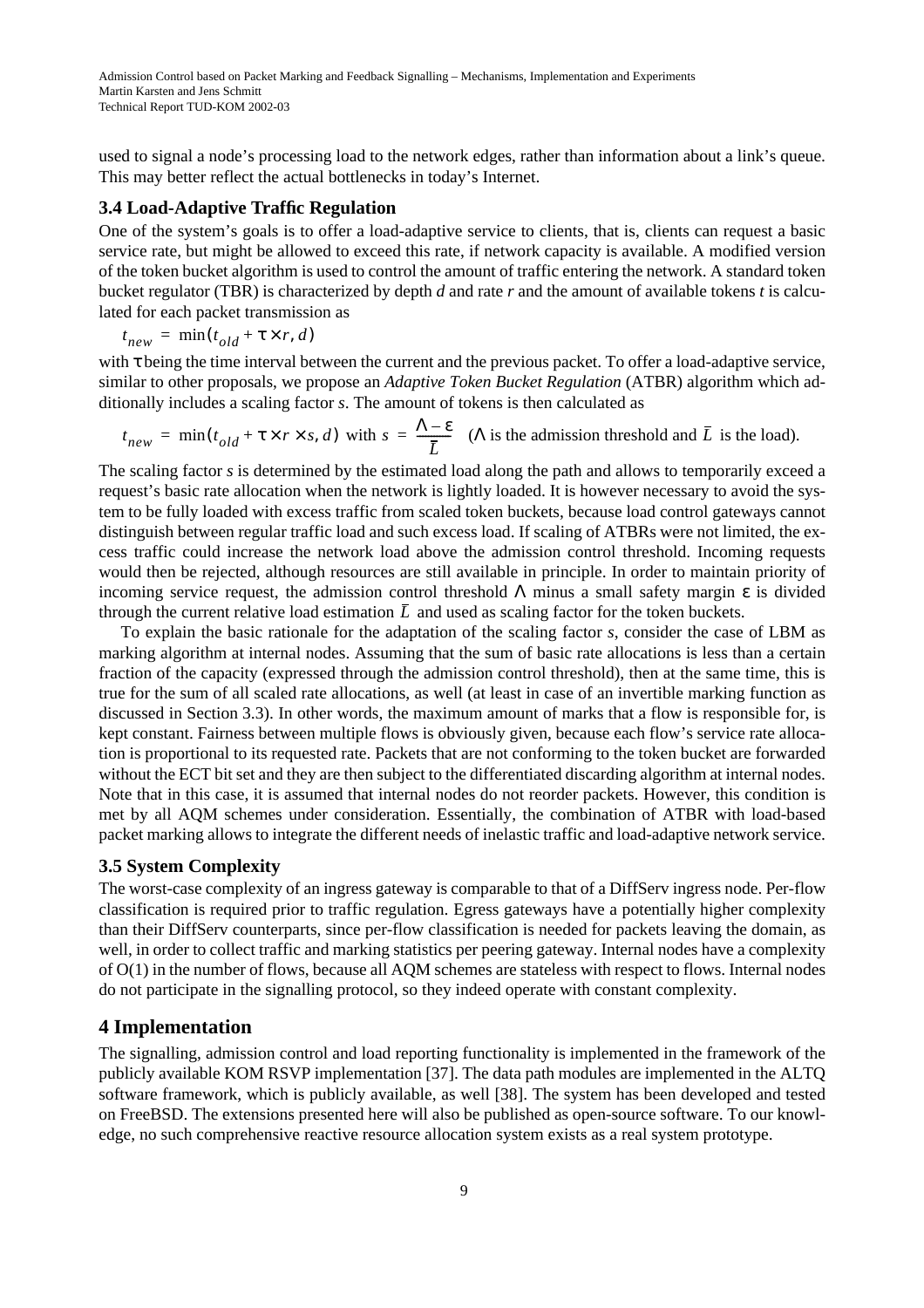used to signal a node's processing load to the network edges, rather than information about a link's queue. This may better reflect the actual bottlenecks in today's Internet.

### 3.4 Load-Adaptive Traffic Regulation

One of the system's goals is to offer a load-adaptive service to clients, that is, clients can request a basic service rate, but might be allowed to exceed this rate, if network capacity is available. A modified version of the token bucket algorithm is used to control the amount of traffic entering the network. A standard token bucket regulator (TBR) is characterized by depth *d* and rate *r* and the amount of available tokens *t* is calculated for each packet transmission as

$$t_{new} = \min(t_{old} + \tau \times r, d)$$

with $\tau$ being the time interval between the current and the previous packet. To offer a load-adaptive service, similar to other proposals, we propose an *Adaptive Token Bucket Regulation* (ATBR) algorithm which additionally includes a scaling factor *s*. The amount of tokens is then calculated as

$$t_{new} = \min(t_{old} + \tau \times r \times s, d) \text{ with } s = \frac{\Lambda - \varepsilon}{\bar{L}}$$ ($\Lambda$ is the admission threshold and $\bar{L}$ is the load).

The scaling factor *s* is determined by the estimated load along the path and allows to temporarily exceed a request's basic rate allocation when the network is lightly loaded. It is however necessary to avoid the system to be fully loaded with excess traffic from scaled token buckets, because load control gateways cannot distinguish between regular traffic load and such excess load. If scaling of ATBRs were not limited, the excess traffic could increase the network load above the admission control threshold. Incoming requests would then be rejected, although resources are still available in principle. In order to maintain priority of incoming service request, the admission control threshold $\Lambda$ minus a small safety margin $\varepsilon$ is divided through the current relative load estimation $\bar{L}$ and used as scaling factor for the token buckets.

To explain the basic rationale for the adaptation of the scaling factor *s*, consider the case of LBM as marking algorithm at internal nodes. Assuming that the sum of basic rate allocations is less than a certain fraction of the capacity (expressed through the admission control threshold), then at the same time, this is true for the sum of all scaled rate allocations, as well (at least in case of an invertible marking function as discussed in Section 3.3). In other words, the maximum amount of marks that a flow is responsible for, is kept constant. Fairness between multiple flows is obviously given, because each flow's service rate allocation is proportional to its requested rate. Packets that are not conforming to the token bucket are forwarded without the ECT bit set and they are then subject to the differentiated discarding algorithm at internal nodes. Note that in this case, it is assumed that internal nodes do not reorder packets. However, this condition is met by all AQM schemes under consideration. Essentially, the combination of ATBR with load-based packet marking allows to integrate the different needs of inelastic traffic and load-adaptive network service.

### 3.5 System Complexity

The worst-case complexity of an ingress gateway is comparable to that of a DiffServ ingress node. Per-flow classification is required prior to traffic regulation. Egress gateways have a potentially higher complexity than their DiffServ counterparts, since per-flow classification is needed for packets leaving the domain, as well, in order to collect traffic and marking statistics per peering gateway. Internal nodes have a complexity of O(1) in the number of flows, because all AQM schemes are stateless with respect to flows. Internal nodes do not participate in the signalling protocol, so they indeed operate with constant complexity.

## 4 Implementation

The signalling, admission control and load reporting functionality is implemented in the framework of the publicly available KOM RSVP implementation [37]. The data path modules are implemented in the ALTQ software framework, which is publicly available, as well [38]. The system has been developed and tested on FreeBSD. The extensions presented here will also be published as open-source software. To our knowledge, no such comprehensive reactive resource allocation system exists as a real system prototype.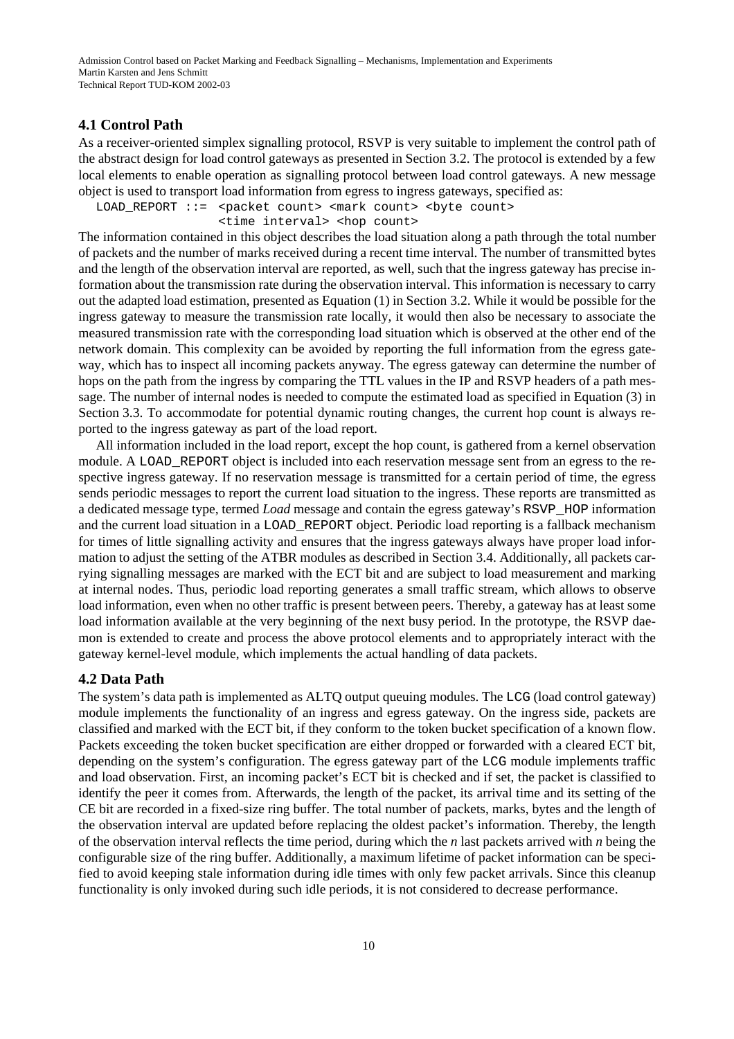## 4.1 Control Path

As a receiver-oriented simplex signalling protocol, RSVP is very suitable to implement the control path of the abstract design for load control gateways as presented in Section 3.2. The protocol is extended by a few local elements to enable operation as signalling protocol between load control gateways. A new message object is used to transport load information from egress to ingress gateways, specified as:

```
LOAD_REPORT ::=  <packet count> <mark count> <byte count>
                 <time interval> <hop count>
```

The information contained in this object describes the load situation along a path through the total number of packets and the number of marks received during a recent time interval. The number of transmitted bytes and the length of the observation interval are reported, as well, such that the ingress gateway has precise information about the transmission rate during the observation interval. This information is necessary to carry out the adapted load estimation, presented as Equation (1) in Section 3.2. While it would be possible for the ingress gateway to measure the transmission rate locally, it would then also be necessary to associate the measured transmission rate with the corresponding load situation which is observed at the other end of the network domain. This complexity can be avoided by reporting the full information from the egress gateway, which has to inspect all incoming packets anyway. The egress gateway can determine the number of hops on the path from the ingress by comparing the TTL values in the IP and RSVP headers of a path message. The number of internal nodes is needed to compute the estimated load as specified in Equation (3) in Section 3.3. To accommodate for potential dynamic routing changes, the current hop count is always reported to the ingress gateway as part of the load report.

All information included in the load report, except the hop count, is gathered from a kernel observation module. A `LOAD_REPORT` object is included into each reservation message sent from an egress to the respective ingress gateway. If no reservation message is transmitted for a certain period of time, the egress sends periodic messages to report the current load situation to the ingress. These reports are transmitted as a dedicated message type, termed *Load* message and contain the egress gateway's `RSVP_HOP` information and the current load situation in a `LOAD_REPORT` object. Periodic load reporting is a fallback mechanism for times of little signalling activity and ensures that the ingress gateways always have proper load information to adjust the setting of the ATBR modules as described in Section 3.4. Additionally, all packets carrying signalling messages are marked with the ECT bit and are subject to load measurement and marking at internal nodes. Thus, periodic load reporting generates a small traffic stream, which allows to observe load information, even when no other traffic is present between peers. Thereby, a gateway has at least some load information available at the very beginning of the next busy period. In the prototype, the RSVP daemon is extended to create and process the above protocol elements and to appropriately interact with the gateway kernel-level module, which implements the actual handling of data packets.

## 4.2 Data Path

The system's data path is implemented as ALTQ output queuing modules. The `LCG` (load control gateway) module implements the functionality of an ingress and egress gateway. On the ingress side, packets are classified and marked with the ECT bit, if they conform to the token bucket specification of a known flow. Packets exceeding the token bucket specification are either dropped or forwarded with a cleared ECT bit, depending on the system's configuration. The egress gateway part of the `LCG` module implements traffic and load observation. First, an incoming packet's ECT bit is checked and if set, the packet is classified to identify the peer it comes from. Afterwards, the length of the packet, its arrival time and its setting of the CE bit are recorded in a fixed-size ring buffer. The total number of packets, marks, bytes and the length of the observation interval are updated before replacing the oldest packet's information. Thereby, the length of the observation interval reflects the time period, during which the $n$ last packets arrived with $n$ being the configurable size of the ring buffer. Additionally, a maximum lifetime of packet information can be specified to avoid keeping stale information during idle times with only few packet arrivals. Since this cleanup functionality is only invoked during such idle periods, it is not considered to decrease performance.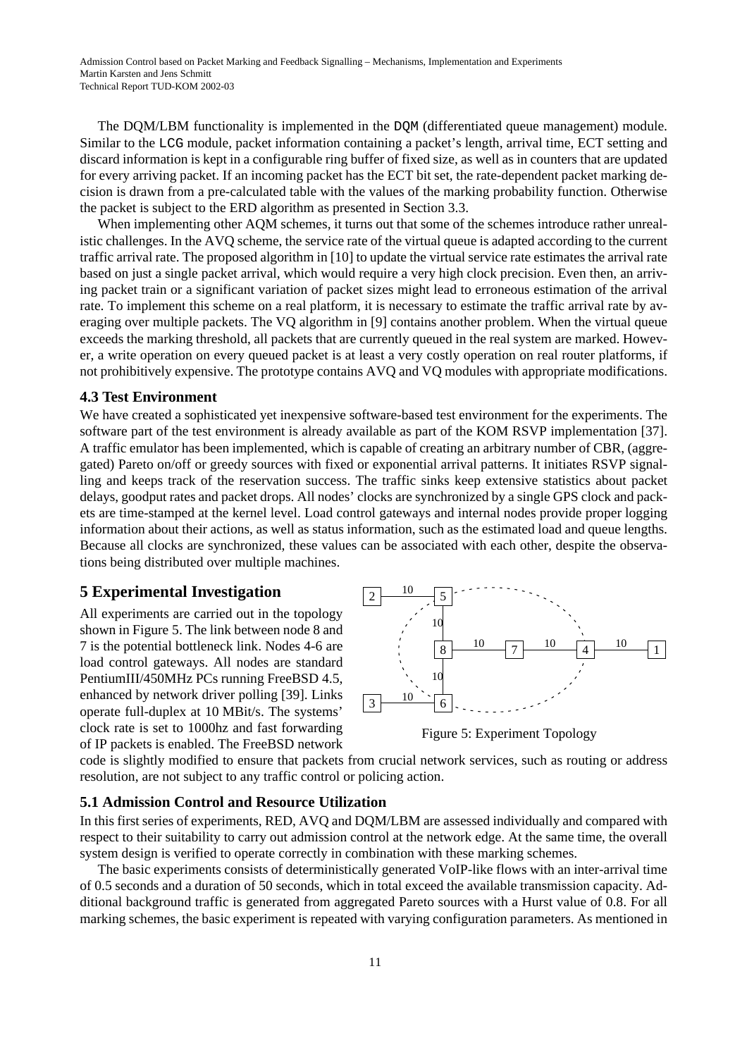The DQM/LBM functionality is implemented in the DQM (differentiated queue management) module. Similar to the LCG module, packet information containing a packet's length, arrival time, ECT setting and discard information is kept in a configurable ring buffer of fixed size, as well as in counters that are updated for every arriving packet. If an incoming packet has the ECT bit set, the rate-dependent packet marking decision is drawn from a pre-calculated table with the values of the marking probability function. Otherwise the packet is subject to the ERD algorithm as presented in Section 3.3.

When implementing other AQM schemes, it turns out that some of the schemes introduce rather unrealistic challenges. In the AVQ scheme, the service rate of the virtual queue is adapted according to the current traffic arrival rate. The proposed algorithm in [10] to update the virtual service rate estimates the arrival rate based on just a single packet arrival, which would require a very high clock precision. Even then, an arriving packet train or a significant variation of packet sizes might lead to erroneous estimation of the arrival rate. To implement this scheme on a real platform, it is necessary to estimate the traffic arrival rate by averaging over multiple packets. The VQ algorithm in [9] contains another problem. When the virtual queue exceeds the marking threshold, all packets that are currently queued in the real system are marked. However, a write operation on every queued packet is at least a very costly operation on real router platforms, if not prohibitively expensive. The prototype contains AVQ and VQ modules with appropriate modifications.

### 4.3 Test Environment

We have created a sophisticated yet inexpensive software-based test environment for the experiments. The software part of the test environment is already available as part of the KOM RSVP implementation [37]. A traffic emulator has been implemented, which is capable of creating an arbitrary number of CBR, (aggregated) Pareto on/off or greedy sources with fixed or exponential arrival patterns. It initiates RSVP signalling and keeps track of the reservation success. The traffic sinks keep extensive statistics about packet delays, goodput rates and packet drops. All nodes' clocks are synchronized by a single GPS clock and packets are time-stamped at the kernel level. Load control gateways and internal nodes provide proper logging information about their actions, as well as status information, such as the estimated load and queue lengths. Because all clocks are synchronized, these values can be associated with each other, despite the observations being distributed over multiple machines.

## 5 Experimental Investigation

All experiments are carried out in the topology shown in Figure 5. The link between node 8 and 7 is the potential bottleneck link. Nodes 4-6 are load control gateways. All nodes are standard PentiumIII/450MHz PCs running FreeBSD 4.5, enhanced by network driver polling [39]. Links operate full-duplex at 10 MBit/s. The systems' clock rate is set to 1000hz and fast forwarding of IP packets is enabled. The FreeBSD network code is slightly modified to ensure that packets from crucial network services, such as routing or address resolution, are not subject to any traffic control or policing action.

2
5
10
10
8
10
7
10
4
10
1
10
3
10
6

Figure 5: Experiment Topology

### 5.1 Admission Control and Resource Utilization

In this first series of experiments, RED, AVQ and DQM/LBM are assessed individually and compared with respect to their suitability to carry out admission control at the network edge. At the same time, the overall system design is verified to operate correctly in combination with these marking schemes.

The basic experiments consists of deterministically generated VoIP-like flows with an inter-arrival time of 0.5 seconds and a duration of 50 seconds, which in total exceed the available transmission capacity. Additional background traffic is generated from aggregated Pareto sources with a Hurst value of 0.8. For all marking schemes, the basic experiment is repeated with varying configuration parameters. As mentioned in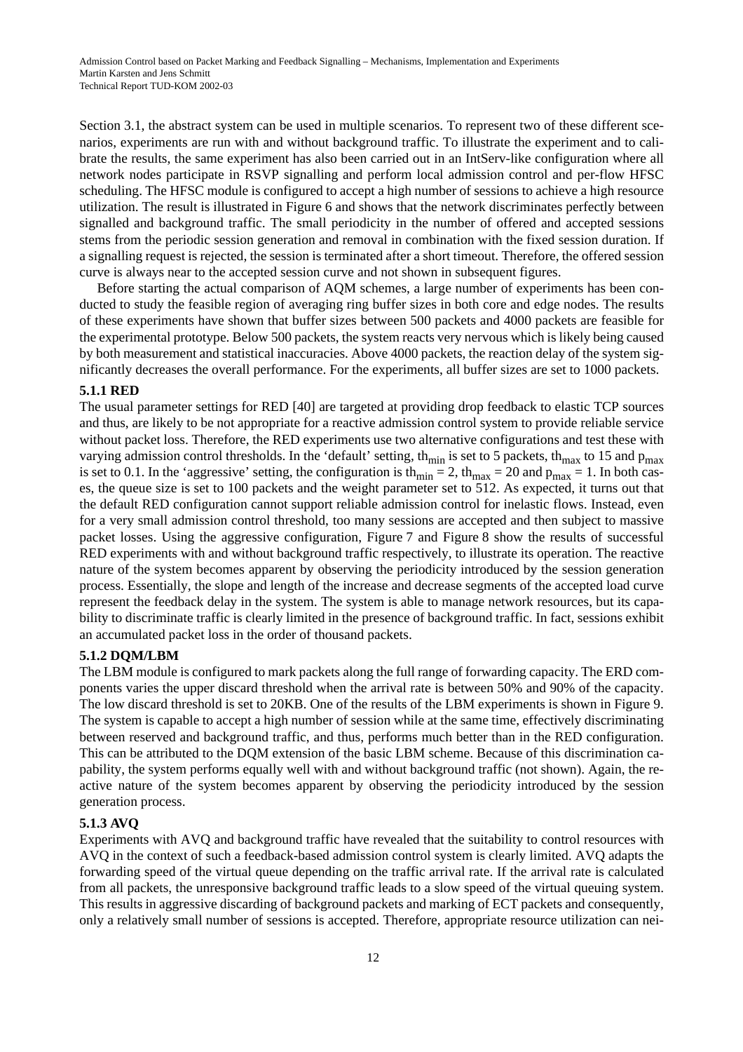Section 3.1, the abstract system can be used in multiple scenarios. To represent two of these different scenarios, experiments are run with and without background traffic. To illustrate the experiment and to calibrate the results, the same experiment has also been carried out in an IntServ-like configuration where all network nodes participate in RSVP signalling and perform local admission control and per-flow HFSC scheduling. The HFSC module is configured to accept a high number of sessions to achieve a high resource utilization. The result is illustrated in Figure 6 and shows that the network discriminates perfectly between signalled and background traffic. The small periodicity in the number of offered and accepted sessions stems from the periodic session generation and removal in combination with the fixed session duration. If a signalling request is rejected, the session is terminated after a short timeout. Therefore, the offered session curve is always near to the accepted session curve and not shown in subsequent figures.

Before starting the actual comparison of AQM schemes, a large number of experiments has been conducted to study the feasible region of averaging ring buffer sizes in both core and edge nodes. The results of these experiments have shown that buffer sizes between 500 packets and 4000 packets are feasible for the experimental prototype. Below 500 packets, the system reacts very nervous which is likely being caused by both measurement and statistical inaccuracies. Above 4000 packets, the reaction delay of the system significantly decreases the overall performance. For the experiments, all buffer sizes are set to 1000 packets.

### 5.1.1 RED

The usual parameter settings for RED [40] are targeted at providing drop feedback to elastic TCP sources and thus, are likely to be not appropriate for a reactive admission control system to provide reliable service without packet loss. Therefore, the RED experiments use two alternative configurations and test these with varying admission control thresholds. In the 'default' setting, $th_{min}$ is set to 5 packets, $th_{max}$ to 15 and $p_{max}$ is set to 0.1. In the 'aggressive' setting, the configuration is $th_{min} = 2$, $th_{max} = 20$ and $p_{max} = 1$. In both cases, the queue size is set to 100 packets and the weight parameter set to 512. As expected, it turns out that the default RED configuration cannot support reliable admission control for inelastic flows. Instead, even for a very small admission control threshold, too many sessions are accepted and then subject to massive packet losses. Using the aggressive configuration, Figure 7 and Figure 8 show the results of successful RED experiments with and without background traffic respectively, to illustrate its operation. The reactive nature of the system becomes apparent by observing the periodicity introduced by the session generation process. Essentially, the slope and length of the increase and decrease segments of the accepted load curve represent the feedback delay in the system. The system is able to manage network resources, but its capability to discriminate traffic is clearly limited in the presence of background traffic. In fact, sessions exhibit an accumulated packet loss in the order of thousand packets.

### 5.1.2 DQM/LBM

The LBM module is configured to mark packets along the full range of forwarding capacity. The ERD components varies the upper discard threshold when the arrival rate is between 50% and 90% of the capacity. The low discard threshold is set to 20KB. One of the results of the LBM experiments is shown in Figure 9. The system is capable to accept a high number of session while at the same time, effectively discriminating between reserved and background traffic, and thus, performs much better than in the RED configuration. This can be attributed to the DQM extension of the basic LBM scheme. Because of this discrimination capability, the system performs equally well with and without background traffic (not shown). Again, the reactive nature of the system becomes apparent by observing the periodicity introduced by the session generation process.

### 5.1.3 AVQ

Experiments with AVQ and background traffic have revealed that the suitability to control resources with AVQ in the context of such a feedback-based admission control system is clearly limited. AVQ adapts the forwarding speed of the virtual queue depending on the traffic arrival rate. If the arrival rate is calculated from all packets, the unresponsive background traffic leads to a slow speed of the virtual queuing system. This results in aggressive discarding of background packets and marking of ECT packets and consequently, only a relatively small number of sessions is accepted. Therefore, appropriate resource utilization can nei-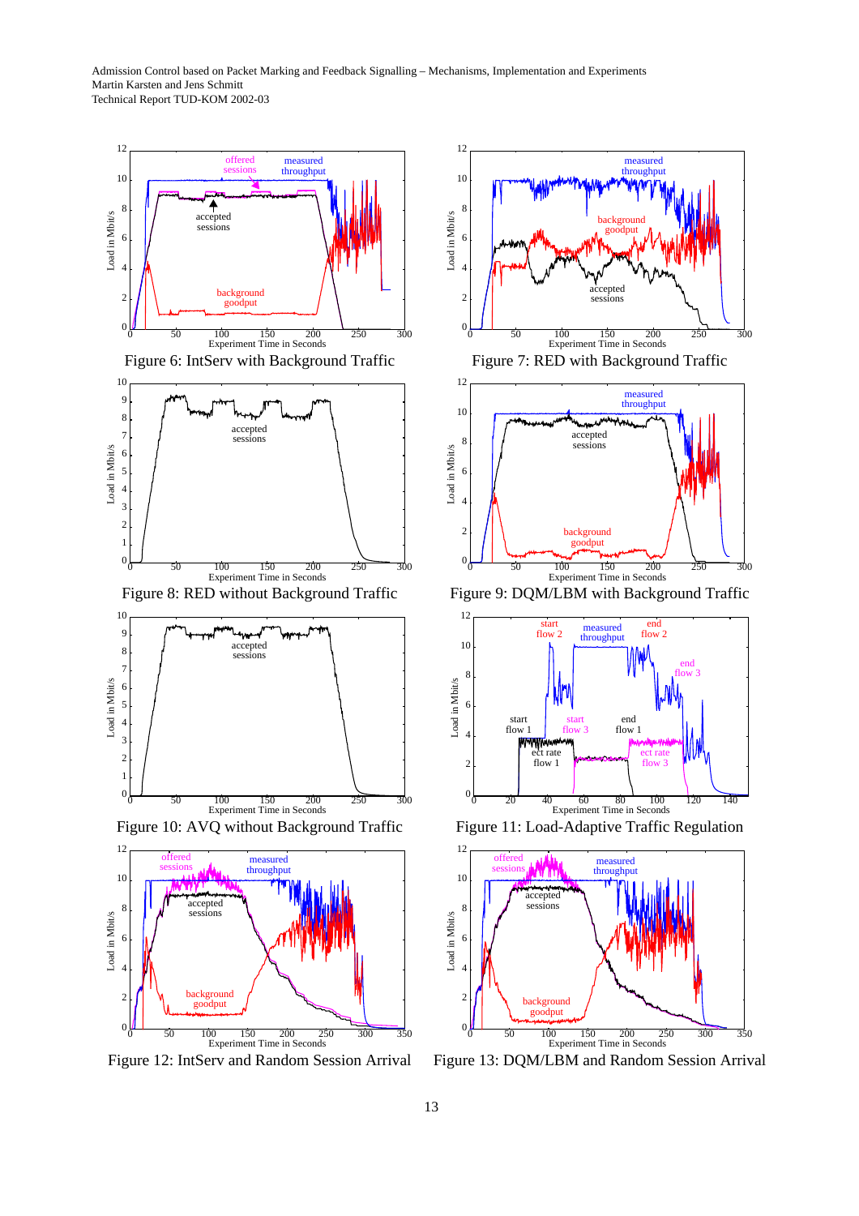12
10
8
6
4
2
0
Load in Mbit/s
offered sessions
measured throughput
accepted sessions
background goodput
0 50 100 150 200 250 300
Experiment Time in Seconds

Figure 6: IntServ with Background Traffic

12
10
8
6
4
2
0
Load in Mbit/s
measured throughput
background goodput
accepted sessions
0 50 100 150 200 250 300
Experiment Time in Seconds

Figure 7: RED with Background Traffic

10
9
8
7
6
5
4
3
2
1
0
Load in Mbit/s
accepted sessions
0 50 100 150 200 250 300
Experiment Time in Seconds

Figure 8: RED without Background Traffic

12
10
8
6
4
2
0
Load in Mbit/s
measured throughput
accepted sessions
background goodput
0 50 100 150 200 250 300
Experiment Time in Seconds

Figure 9: DQM/LBM with Background Traffic

10
9
8
7
6
5
4
3
2
1
0
Load in Mbit/s
accepted sessions
0 50 100 150 200 250 300
Experiment Time in Seconds

Figure 10: AVQ without Background Traffic

12
10
8
6
4
2
0
Load in Mbit/s
start flow 2
measured throughput
end flow 2
end flow 3
start flow 1
start flow 3
end flow 1
ect rate flow 1
ect rate flow 3
0 20 40 60 80 100 120 140
Experiment Time in Seconds

Figure 11: Load-Adaptive Traffic Regulation

12
10
8
6
4
2
0
Load in Mbit/s
offered sessions
measured throughput
accepted sessions
background goodput
0 50 100 150 200 250 300 350
Experiment Time in Seconds

Figure 12: IntServ and Random Session Arrival

12
10
8
6
4
2
0
Load in Mbit/s
offered sessions
measured throughput
accepted sessions
background goodput
0 50 100 150 200 250 300 350
Experiment Time in Seconds

Figure 13: DQM/LBM and Random Session Arrival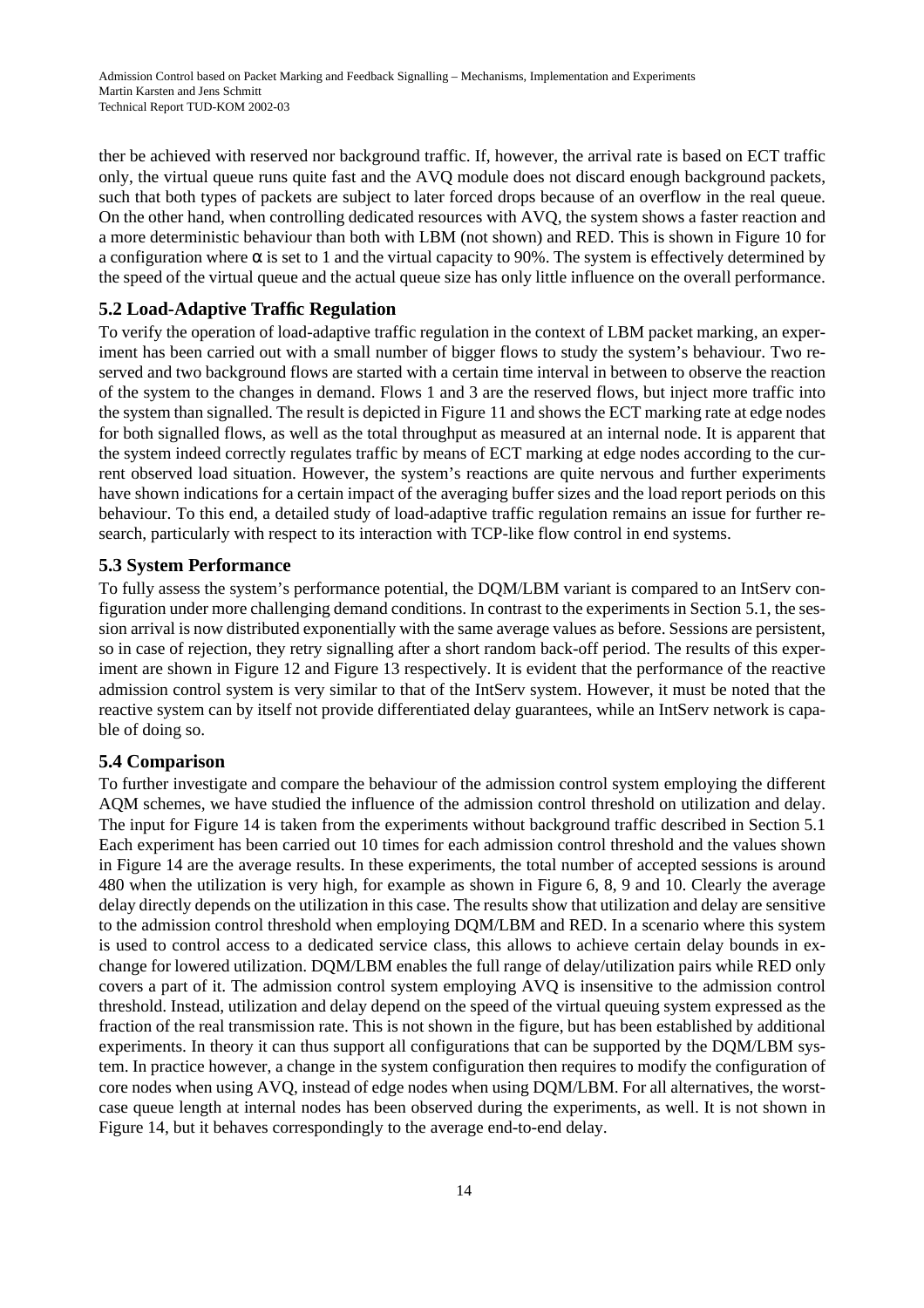ther be achieved with reserved nor background traffic. If, however, the arrival rate is based on ECT traffic only, the virtual queue runs quite fast and the AVQ module does not discard enough background packets, such that both types of packets are subject to later forced drops because of an overflow in the real queue. On the other hand, when controlling dedicated resources with AVQ, the system shows a faster reaction and a more deterministic behaviour than both with LBM (not shown) and RED. This is shown in Figure 10 for a configuration where $\alpha$ is set to 1 and the virtual capacity to 90%. The system is effectively determined by the speed of the virtual queue and the actual queue size has only little influence on the overall performance.

## 5.2 Load-Adaptive Traffic Regulation

To verify the operation of load-adaptive traffic regulation in the context of LBM packet marking, an experiment has been carried out with a small number of bigger flows to study the system's behaviour. Two reserved and two background flows are started with a certain time interval in between to observe the reaction of the system to the changes in demand. Flows 1 and 3 are the reserved flows, but inject more traffic into the system than signalled. The result is depicted in Figure 11 and shows the ECT marking rate at edge nodes for both signalled flows, as well as the total throughput as measured at an internal node. It is apparent that the system indeed correctly regulates traffic by means of ECT marking at edge nodes according to the current observed load situation. However, the system's reactions are quite nervous and further experiments have shown indications for a certain impact of the averaging buffer sizes and the load report periods on this behaviour. To this end, a detailed study of load-adaptive traffic regulation remains an issue for further research, particularly with respect to its interaction with TCP-like flow control in end systems.

## 5.3 System Performance

To fully assess the system's performance potential, the DQM/LBM variant is compared to an IntServ configuration under more challenging demand conditions. In contrast to the experiments in Section 5.1, the session arrival is now distributed exponentially with the same average values as before. Sessions are persistent, so in case of rejection, they retry signalling after a short random back-off period. The results of this experiment are shown in Figure 12 and Figure 13 respectively. It is evident that the performance of the reactive admission control system is very similar to that of the IntServ system. However, it must be noted that the reactive system can by itself not provide differentiated delay guarantees, while an IntServ network is capable of doing so.

## 5.4 Comparison

To further investigate and compare the behaviour of the admission control system employing the different AQM schemes, we have studied the influence of the admission control threshold on utilization and delay. The input for Figure 14 is taken from the experiments without background traffic described in Section 5.1 Each experiment has been carried out 10 times for each admission control threshold and the values shown in Figure 14 are the average results. In these experiments, the total number of accepted sessions is around 480 when the utilization is very high, for example as shown in Figure 6, 8, 9 and 10. Clearly the average delay directly depends on the utilization in this case. The results show that utilization and delay are sensitive to the admission control threshold when employing DQM/LBM and RED. In a scenario where this system is used to control access to a dedicated service class, this allows to achieve certain delay bounds in exchange for lowered utilization. DQM/LBM enables the full range of delay/utilization pairs while RED only covers a part of it. The admission control system employing AVQ is insensitive to the admission control threshold. Instead, utilization and delay depend on the speed of the virtual queuing system expressed as the fraction of the real transmission rate. This is not shown in the figure, but has been established by additional experiments. In theory it can thus support all configurations that can be supported by the DQM/LBM system. In practice however, a change in the system configuration then requires to modify the configuration of core nodes when using AVQ, instead of edge nodes when using DQM/LBM. For all alternatives, the worst-case queue length at internal nodes has been observed during the experiments, as well. It is not shown in Figure 14, but it behaves correspondingly to the average end-to-end delay.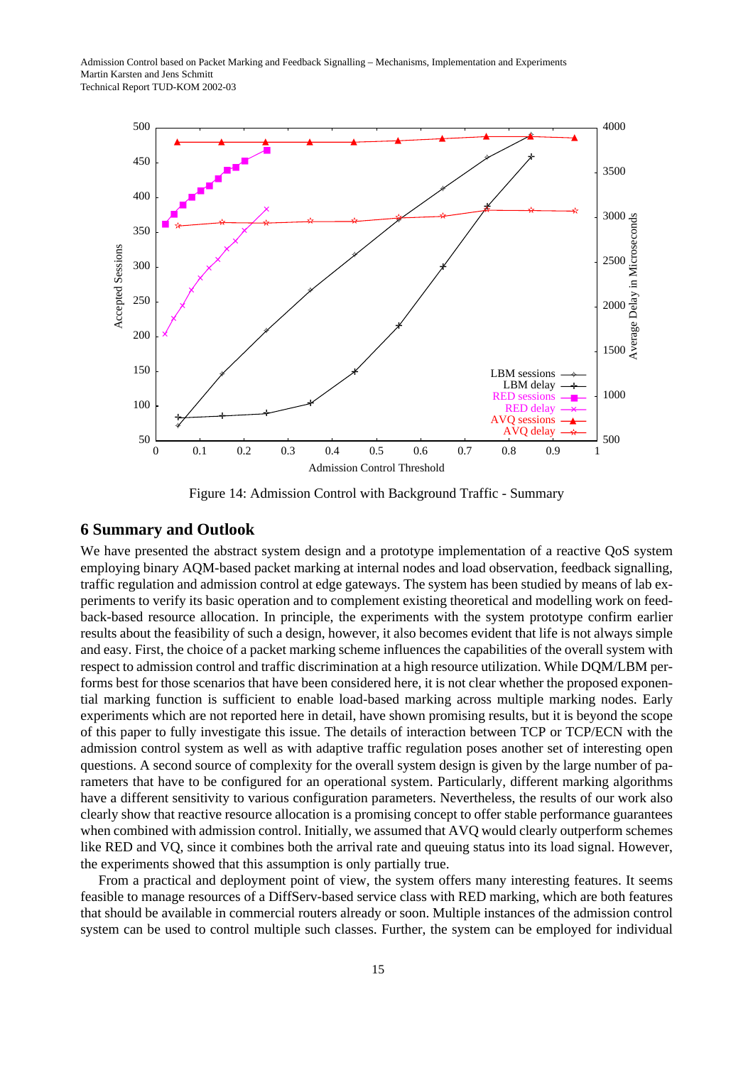500
450
400
350
300
250
200
150
100
50
Accepted Sessions
4000
3500
3000
2500
2000
1500
1000
500
Average Delay in Microseconds
0 0.1 0.2 0.3 0.4 0.5 0.6 0.7 0.8 0.9 1
Admission Control Threshold
LBM sessions
LBM delay
RED sessions
RED delay
AVQ sessions
AVQ delay

Figure 14: Admission Control with Background Traffic - Summary

## 6 Summary and Outlook

We have presented the abstract system design and a prototype implementation of a reactive QoS system employing binary AQM-based packet marking at internal nodes and load observation, feedback signalling, traffic regulation and admission control at edge gateways. The system has been studied by means of lab experiments to verify its basic operation and to complement existing theoretical and modelling work on feedback-based resource allocation. In principle, the experiments with the system prototype confirm earlier results about the feasibility of such a design, however, it also becomes evident that life is not always simple and easy. First, the choice of a packet marking scheme influences the capabilities of the overall system with respect to admission control and traffic discrimination at a high resource utilization. While DQM/LBM performs best for those scenarios that have been considered here, it is not clear whether the proposed exponential marking function is sufficient to enable load-based marking across multiple marking nodes. Early experiments which are not reported here in detail, have shown promising results, but it is beyond the scope of this paper to fully investigate this issue. The details of interaction between TCP or TCP/ECN with the admission control system as well as with adaptive traffic regulation poses another set of interesting open questions. A second source of complexity for the overall system design is given by the large number of parameters that have to be configured for an operational system. Particularly, different marking algorithms have a different sensitivity to various configuration parameters. Nevertheless, the results of our work also clearly show that reactive resource allocation is a promising concept to offer stable performance guarantees when combined with admission control. Initially, we assumed that AVQ would clearly outperform schemes like RED and VQ, since it combines both the arrival rate and queuing status into its load signal. However, the experiments showed that this assumption is only partially true.

From a practical and deployment point of view, the system offers many interesting features. It seems feasible to manage resources of a DiffServ-based service class with RED marking, which are both features that should be available in commercial routers already or soon. Multiple instances of the admission control system can be used to control multiple such classes. Further, the system can be employed for individual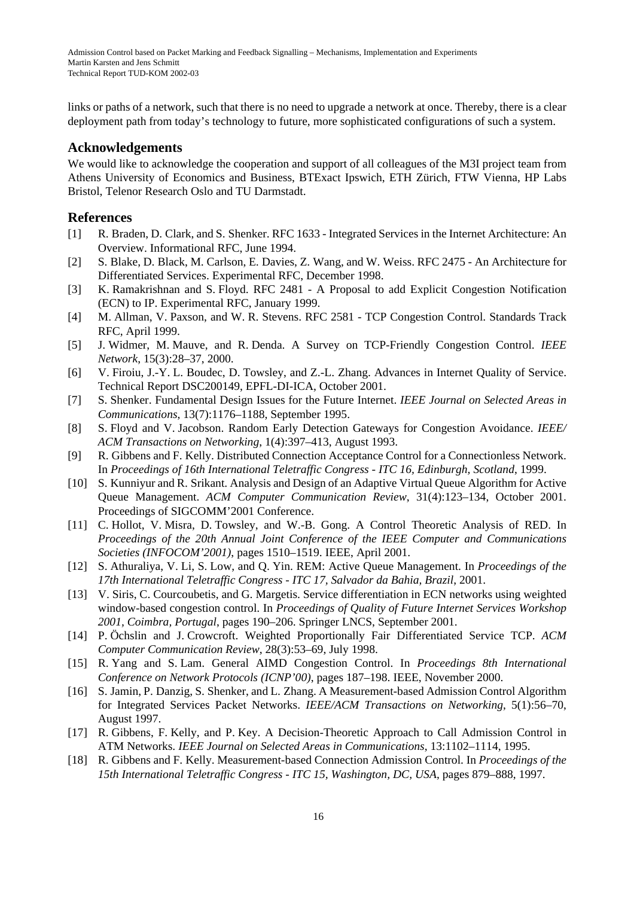links or paths of a network, such that there is no need to upgrade a network at once. Thereby, there is a clear deployment path from today's technology to future, more sophisticated configurations of such a system.

## Acknowledgements

We would like to acknowledge the cooperation and support of all colleagues of the M3I project team from Athens University of Economics and Business, BTExact Ipswich, ETH Zürich, FTW Vienna, HP Labs Bristol, Telenor Research Oslo and TU Darmstadt.

## References

[1] R. Braden, D. Clark, and S. Shenker. RFC 1633 - Integrated Services in the Internet Architecture: An Overview. Informational RFC, June 1994.

[2] S. Blake, D. Black, M. Carlson, E. Davies, Z. Wang, and W. Weiss. RFC 2475 - An Architecture for Differentiated Services. Experimental RFC, December 1998.

[3] K. Ramakrishnan and S. Floyd. RFC 2481 - A Proposal to add Explicit Congestion Notification (ECN) to IP. Experimental RFC, January 1999.

[4] M. Allman, V. Paxson, and W. R. Stevens. RFC 2581 - TCP Congestion Control. Standards Track RFC, April 1999.

[5] J. Widmer, M. Mauve, and R. Denda. A Survey on TCP-Friendly Congestion Control. *IEEE Network*, 15(3):28–37, 2000.

[6] V. Firoiu, J.-Y. L. Boudec, D. Towsley, and Z.-L. Zhang. Advances in Internet Quality of Service. Technical Report DSC200149, EPFL-DI-ICA, October 2001.

[7] S. Shenker. Fundamental Design Issues for the Future Internet. *IEEE Journal on Selected Areas in Communications*, 13(7):1176–1188, September 1995.

[8] S. Floyd and V. Jacobson. Random Early Detection Gateways for Congestion Avoidance. *IEEE/ ACM Transactions on Networking*, 1(4):397–413, August 1993.

[9] R. Gibbens and F. Kelly. Distributed Connection Acceptance Control for a Connectionless Network. In *Proceedings of 16th International Teletraffic Congress - ITC 16, Edinburgh, Scotland*, 1999.

[10] S. Kunniyur and R. Srikant. Analysis and Design of an Adaptive Virtual Queue Algorithm for Active Queue Management. *ACM Computer Communication Review*, 31(4):123–134, October 2001. Proceedings of SIGCOMM'2001 Conference.

[11] C. Hollot, V. Misra, D. Towsley, and W.-B. Gong. A Control Theoretic Analysis of RED. In *Proceedings of the 20th Annual Joint Conference of the IEEE Computer and Communications Societies (INFOCOM'2001)*, pages 1510–1519. IEEE, April 2001.

[12] S. Athuraliya, V. Li, S. Low, and Q. Yin. REM: Active Queue Management. In *Proceedings of the 17th International Teletraffic Congress - ITC 17, Salvador da Bahia, Brazil*, 2001.

[13] V. Siris, C. Courcoubetis, and G. Margetis. Service differentiation in ECN networks using weighted window-based congestion control. In *Proceedings of Quality of Future Internet Services Workshop 2001, Coimbra, Portugal*, pages 190–206. Springer LNCS, September 2001.

[14] P. Öchslin and J. Crowcroft. Weighted Proportionally Fair Differentiated Service TCP. *ACM Computer Communication Review*, 28(3):53–69, July 1998.

[15] R. Yang and S. Lam. General AIMD Congestion Control. In *Proceedings 8th International Conference on Network Protocols (ICNP'00)*, pages 187–198. IEEE, November 2000.

[16] S. Jamin, P. Danzig, S. Shenker, and L. Zhang. A Measurement-based Admission Control Algorithm for Integrated Services Packet Networks. *IEEE/ACM Transactions on Networking*, 5(1):56–70, August 1997.

[17] R. Gibbens, F. Kelly, and P. Key. A Decision-Theoretic Approach to Call Admission Control in ATM Networks. *IEEE Journal on Selected Areas in Communications*, 13:1102–1114, 1995.

[18] R. Gibbens and F. Kelly. Measurement-based Connection Admission Control. In *Proceedings of the 15th International Teletraffic Congress - ITC 15, Washington, DC, USA*, pages 879–888, 1997.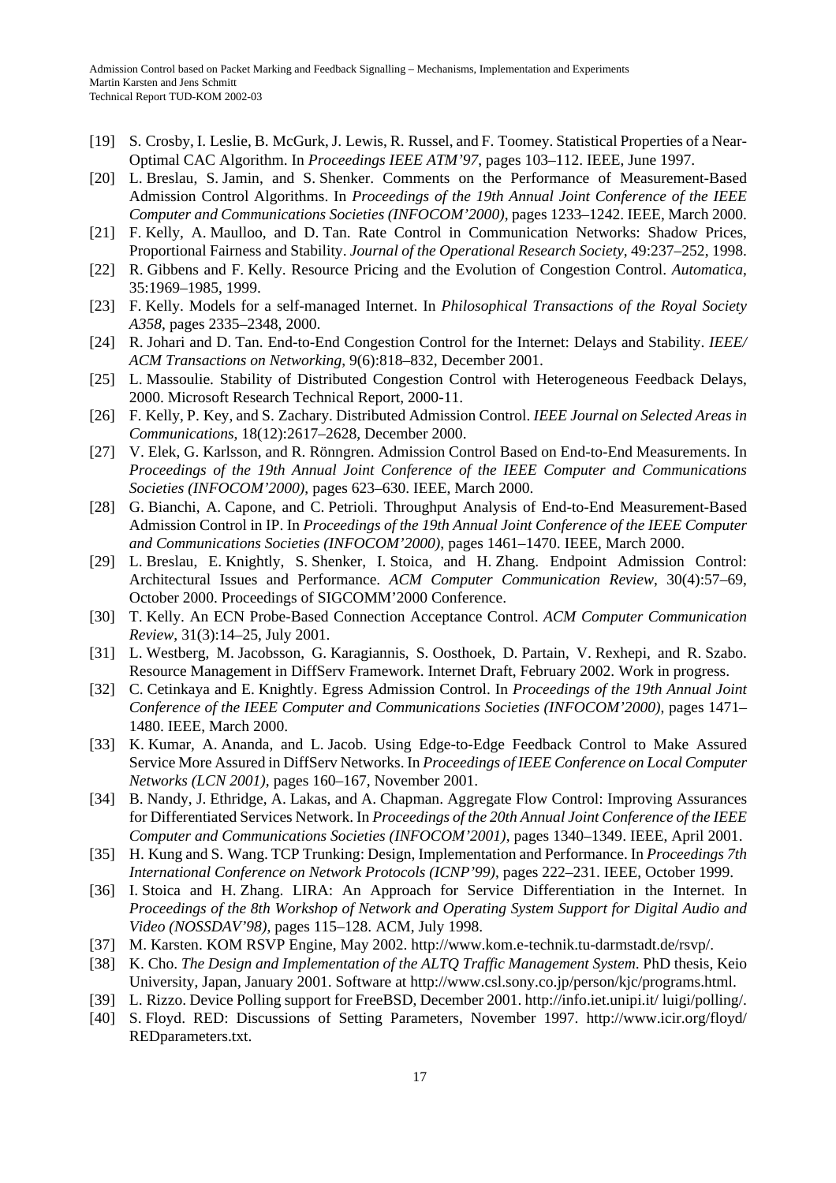- [19] S. Crosby, I. Leslie, B. McGurk, J. Lewis, R. Russel, and F. Toomey. Statistical Properties of a Near-Optimal CAC Algorithm. In *Proceedings IEEE ATM'97*, pages 103–112. IEEE, June 1997.
- [20] L. Breslau, S. Jamin, and S. Shenker. Comments on the Performance of Measurement-Based Admission Control Algorithms. In *Proceedings of the 19th Annual Joint Conference of the IEEE Computer and Communications Societies (INFOCOM'2000)*, pages 1233–1242. IEEE, March 2000.
- [21] F. Kelly, A. Maulloo, and D. Tan. Rate Control in Communication Networks: Shadow Prices, Proportional Fairness and Stability. *Journal of the Operational Research Society*, 49:237–252, 1998.
- [22] R. Gibbens and F. Kelly. Resource Pricing and the Evolution of Congestion Control. *Automatica*, 35:1969–1985, 1999.
- [23] F. Kelly. Models for a self-managed Internet. In *Philosophical Transactions of the Royal Society A358*, pages 2335–2348, 2000.
- [24] R. Johari and D. Tan. End-to-End Congestion Control for the Internet: Delays and Stability. *IEEE/ACM Transactions on Networking*, 9(6):818–832, December 2001.
- [25] L. Massoulie. Stability of Distributed Congestion Control with Heterogeneous Feedback Delays, 2000. Microsoft Research Technical Report, 2000-11.
- [26] F. Kelly, P. Key, and S. Zachary. Distributed Admission Control. *IEEE Journal on Selected Areas in Communications*, 18(12):2617–2628, December 2000.
- [27] V. Elek, G. Karlsson, and R. Rönngren. Admission Control Based on End-to-End Measurements. In *Proceedings of the 19th Annual Joint Conference of the IEEE Computer and Communications Societies (INFOCOM'2000)*, pages 623–630. IEEE, March 2000.
- [28] G. Bianchi, A. Capone, and C. Petrioli. Throughput Analysis of End-to-End Measurement-Based Admission Control in IP. In *Proceedings of the 19th Annual Joint Conference of the IEEE Computer and Communications Societies (INFOCOM'2000)*, pages 1461–1470. IEEE, March 2000.
- [29] L. Breslau, E. Knightly, S. Shenker, I. Stoica, and H. Zhang. Endpoint Admission Control: Architectural Issues and Performance. *ACM Computer Communication Review*, 30(4):57–69, October 2000. Proceedings of SIGCOMM'2000 Conference.
- [30] T. Kelly. An ECN Probe-Based Connection Acceptance Control. *ACM Computer Communication Review*, 31(3):14–25, July 2001.
- [31] L. Westberg, M. Jacobsson, G. Karagiannis, S. Oosthoek, D. Partain, V. Rexhepi, and R. Szabo. Resource Management in DiffServ Framework. Internet Draft, February 2002. Work in progress.
- [32] C. Cetinkaya and E. Knightly. Egress Admission Control. In *Proceedings of the 19th Annual Joint Conference of the IEEE Computer and Communications Societies (INFOCOM'2000)*, pages 1471–1480. IEEE, March 2000.
- [33] K. Kumar, A. Ananda, and L. Jacob. Using Edge-to-Edge Feedback Control to Make Assured Service More Assured in DiffServ Networks. In *Proceedings of IEEE Conference on Local Computer Networks (LCN 2001)*, pages 160–167, November 2001.
- [34] B. Nandy, J. Ethridge, A. Lakas, and A. Chapman. Aggregate Flow Control: Improving Assurances for Differentiated Services Network. In *Proceedings of the 20th Annual Joint Conference of the IEEE Computer and Communications Societies (INFOCOM'2001)*, pages 1340–1349. IEEE, April 2001.
- [35] H. Kung and S. Wang. TCP Trunking: Design, Implementation and Performance. In *Proceedings 7th International Conference on Network Protocols (ICNP'99)*, pages 222–231. IEEE, October 1999.
- [36] I. Stoica and H. Zhang. LIRA: An Approach for Service Differentiation in the Internet. In *Proceedings of the 8th Workshop of Network and Operating System Support for Digital Audio and Video (NOSSDAV'98)*, pages 115–128. ACM, July 1998.
- [37] M. Karsten. KOM RSVP Engine, May 2002. http://www.kom.e-technik.tu-darmstadt.de/rsvp/.
- [38] K. Cho. *The Design and Implementation of the ALTQ Traffic Management System*. PhD thesis, Keio University, Japan, January 2001. Software at http://www.csl.sony.co.jp/person/kjc/programs.html.
- [39] L. Rizzo. Device Polling support for FreeBSD, December 2001. http://info.iet.unipi.it/ luigi/polling/.
- [40] S. Floyd. RED: Discussions of Setting Parameters, November 1997. http://www.icir.org/floyd/REDparameters.txt.